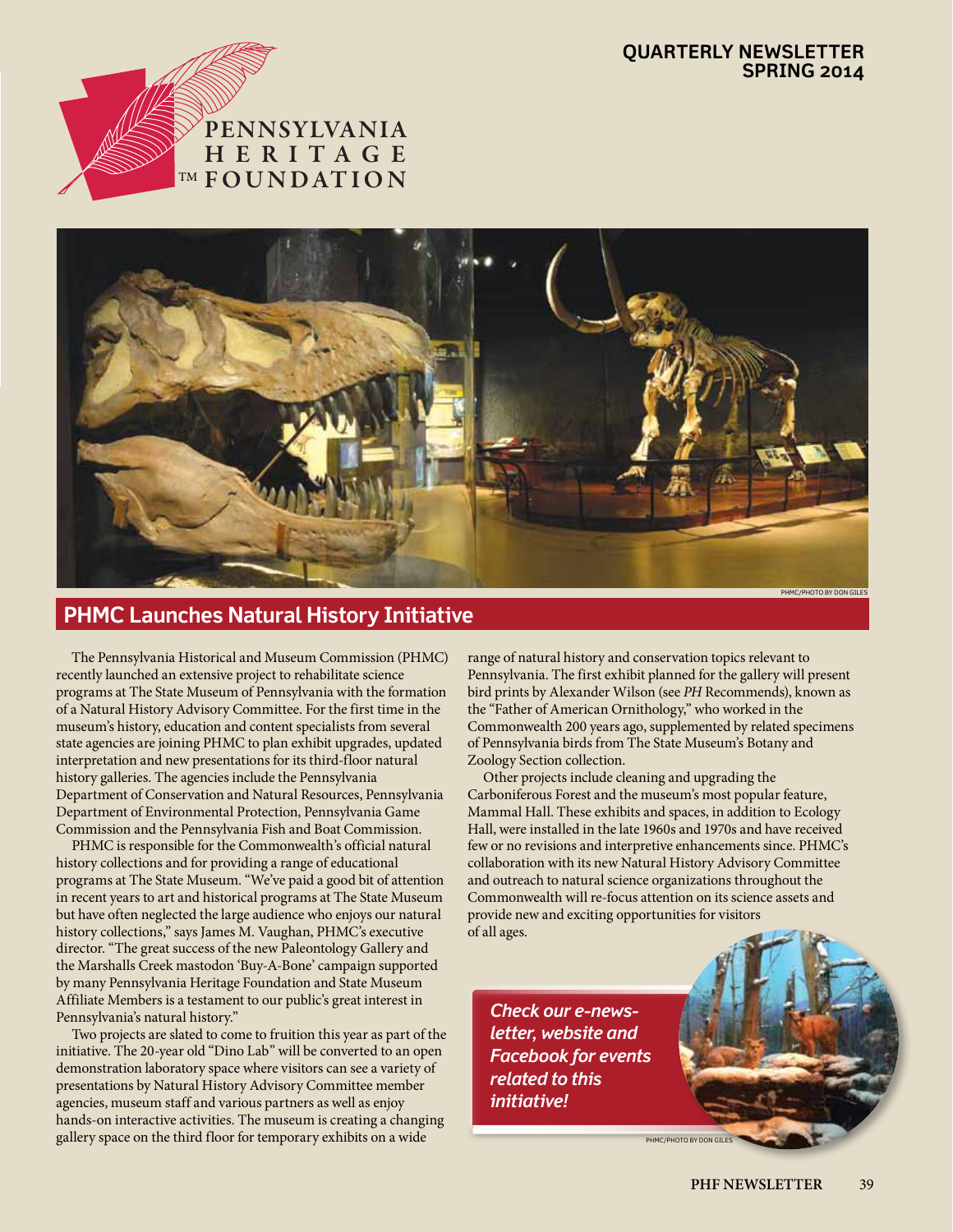**QUARTERLY NEWSLETTER**
**SPRING 2014**

PENNSYLVANIA HERITAGE FOUNDATION

PHMC/PHOTO BY DON GILES

## PHMC Launches Natural History Initiative

The Pennsylvania Historical and Museum Commission (PHMC) recently launched an extensive project to rehabilitate science programs at The State Museum of Pennsylvania with the formation of a Natural History Advisory Committee. For the first time in the museum's history, education and content specialists from several state agencies are joining PHMC to plan exhibit upgrades, updated interpretation and new presentations for its third-floor natural history galleries. The agencies include the Pennsylvania Department of Conservation and Natural Resources, Pennsylvania Department of Environmental Protection, Pennsylvania Game Commission and the Pennsylvania Fish and Boat Commission.

PHMC is responsible for the Commonwealth's official natural history collections and for providing a range of educational programs at The State Museum. "We've paid a good bit of attention in recent years to art and historical programs at The State Museum but have often neglected the large audience who enjoys our natural history collections," says James M. Vaughan, PHMC's executive director. "The great success of the new Paleontology Gallery and the Marshalls Creek mastodon 'Buy-A-Bone' campaign supported by many Pennsylvania Heritage Foundation and State Museum Affiliate Members is a testament to our public's great interest in Pennsylvania's natural history."

Two projects are slated to come to fruition this year as part of the initiative. The 20-year old "Dino Lab" will be converted to an open demonstration laboratory space where visitors can see a variety of presentations by Natural History Advisory Committee member agencies, museum staff and various partners as well as enjoy hands-on interactive activities. The museum is creating a changing gallery space on the third floor for temporary exhibits on a wide range of natural history and conservation topics relevant to Pennsylvania. The first exhibit planned for the gallery will present bird prints by Alexander Wilson (see *PH* Recommends), known as the "Father of American Ornithology," who worked in the Commonwealth 200 years ago, supplemented by related specimens of Pennsylvania birds from The State Museum's Botany and Zoology Section collection.

Other projects include cleaning and upgrading the Carboniferous Forest and the museum's most popular feature, Mammal Hall. These exhibits and spaces, in addition to Ecology Hall, were installed in the late 1960s and 1970s and have received few or no revisions and interpretive enhancements since. PHMC's collaboration with its new Natural History Advisory Committee and outreach to natural science organizations throughout the Commonwealth will re-focus attention on its science assets and provide new and exciting opportunities for visitors of all ages.

***Check our e-newsletter, website and Facebook for events related to this initiative!***

PHMC/PHOTO BY DON GILES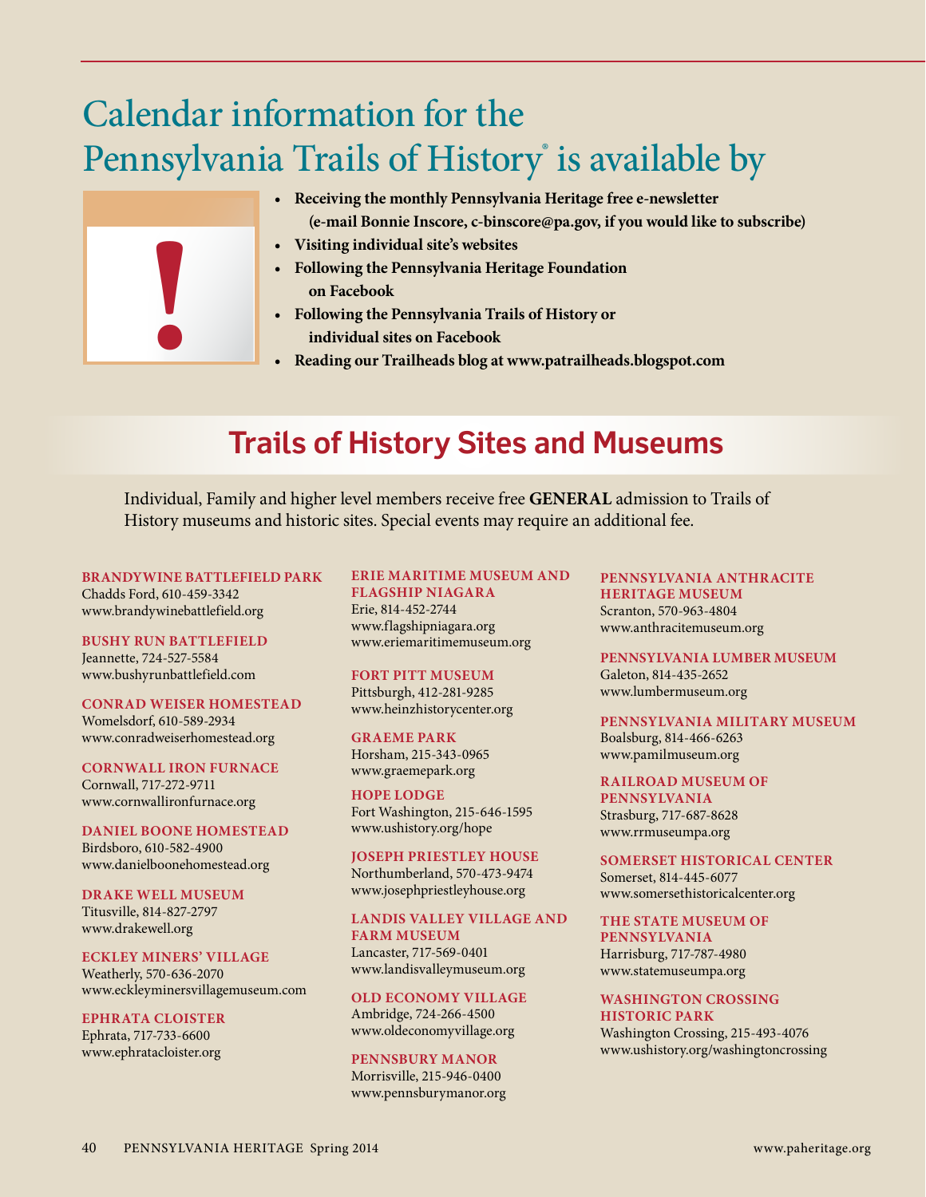# Calendar information for the Pennsylvania Trails of History® is available by

- **Receiving the monthly Pennsylvania Heritage free e-newsletter (e-mail Bonnie Inscore, c-binscore@pa.gov, if you would like to subscribe)**
- **Visiting individual site's websites**
- **Following the Pennsylvania Heritage Foundation on Facebook**
- **Following the Pennsylvania Trails of History or individual sites on Facebook**
- **Reading our Trailheads blog at www.patrailheads.blogspot.com**

## Trails of History Sites and Museums

Individual, Family and higher level members receive free **GENERAL** admission to Trails of History museums and historic sites. Special events may require an additional fee.

**BRANDYWINE BATTLEFIELD PARK**
Chadds Ford, 610-459-3342
www.brandywinebattlefield.org

**BUSHY RUN BATTLEFIELD**
Jeannette, 724-527-5584
www.bushyrunbattlefield.com

**CONRAD WEISER HOMESTEAD**
Womelsdorf, 610-589-2934
www.conradweiserhomestead.org

**CORNWALL IRON FURNACE**
Cornwall, 717-272-9711
www.cornwallironfurnace.org

**DANIEL BOONE HOMESTEAD**
Birdsboro, 610-582-4900
www.danielboonehomestead.org

**DRAKE WELL MUSEUM**
Titusville, 814-827-2797
www.drakewell.org

**ECKLEY MINERS' VILLAGE**
Weatherly, 570-636-2070
www.eckleyminersvillagemuseum.com

**EPHRATA CLOISTER**
Ephrata, 717-733-6600
www.ephratacloister.org

**ERIE MARITIME MUSEUM AND FLAGSHIP NIAGARA**
Erie, 814-452-2744
www.flagshipniagara.org
www.eriemaritimemuseum.org

**FORT PITT MUSEUM**
Pittsburgh, 412-281-9285
www.heinzhistorycenter.org

**GRAEME PARK**
Horsham, 215-343-0965
www.graemepark.org

**HOPE LODGE**
Fort Washington, 215-646-1595
www.ushistory.org/hope

**JOSEPH PRIESTLEY HOUSE**
Northumberland, 570-473-9474
www.josephpriestleyhouse.org

**LANDIS VALLEY VILLAGE AND FARM MUSEUM**
Lancaster, 717-569-0401
www.landisvalleymuseum.org

**OLD ECONOMY VILLAGE**
Ambridge, 724-266-4500
www.oldeconomyvillage.org

**PENNSBURY MANOR**
Morrisville, 215-946-0400
www.pennsburymanor.org

**PENNSYLVANIA ANTHRACITE HERITAGE MUSEUM**
Scranton, 570-963-4804
www.anthracitemuseum.org

**PENNSYLVANIA LUMBER MUSEUM**
Galeton, 814-435-2652
www.lumbermuseum.org

**PENNSYLVANIA MILITARY MUSEUM**
Boalsburg, 814-466-6263
www.pamilmuseum.org

**RAILROAD MUSEUM OF PENNSYLVANIA**
Strasburg, 717-687-8628
www.rrmuseumpa.org

**SOMERSET HISTORICAL CENTER**
Somerset, 814-445-6077
www.somersethistoricalcenter.org

**THE STATE MUSEUM OF PENNSYLVANIA**
Harrisburg, 717-787-4980
www.statemuseumpa.org

**WASHINGTON CROSSING HISTORIC PARK**
Washington Crossing, 215-493-4076
www.ushistory.org/washingtoncrossing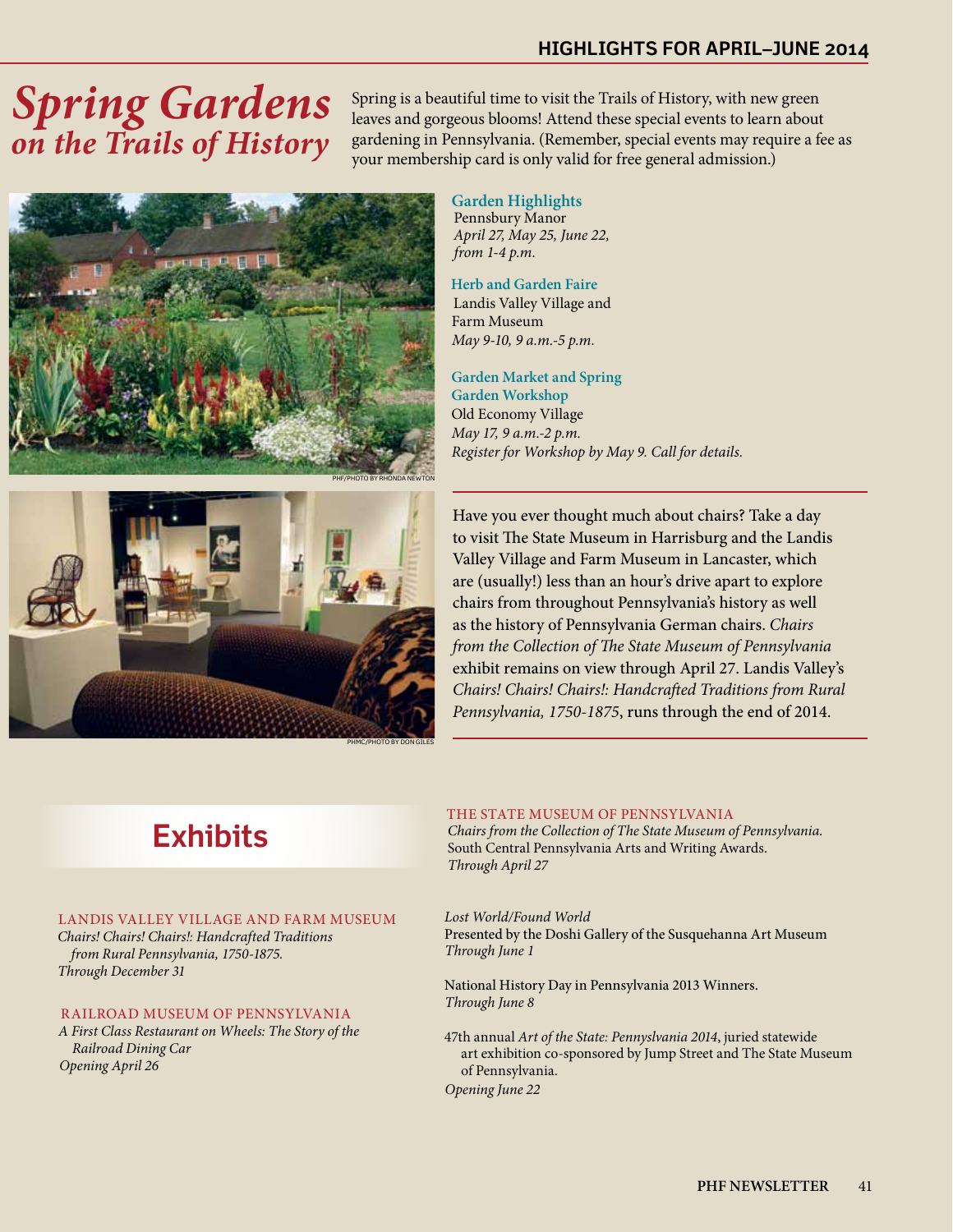## HIGHLIGHTS FOR APRIL–JUNE 2014

# *Spring Gardens on the Trails of History*

Spring is a beautiful time to visit the Trails of History, with new green leaves and gorgeous blooms! Attend these special events to learn about gardening in Pennsylvania. (Remember, special events may require a fee as your membership card is only valid for free general admission.)

PHF/PHOTO BY RHONDA NEWTON

**Garden Highlights**
Pennsbury Manor
*April 27, May 25, June 22, from 1-4 p.m.*

**Herb and Garden Faire**
Landis Valley Village and Farm Museum
*May 9-10, 9 a.m.-5 p.m.*

**Garden Market and Spring Garden Workshop**
Old Economy Village
*May 17, 9 a.m.-2 p.m.*
*Register for Workshop by May 9. Call for details.*

PHMC/PHOTO BY DON GILES

Have you ever thought much about chairs? Take a day to visit The State Museum in Harrisburg and the Landis Valley Village and Farm Museum in Lancaster, which are (usually!) less than an hour's drive apart to explore chairs from throughout Pennsylvania's history as well as the history of Pennsylvania German chairs. *Chairs from the Collection of The State Museum of Pennsylvania* exhibit remains on view through April 27. Landis Valley's *Chairs! Chairs! Chairs!: Handcrafted Traditions from Rural Pennsylvania, 1750-1875*, runs through the end of 2014.

## Exhibits

LANDIS VALLEY VILLAGE AND FARM MUSEUM
*Chairs! Chairs! Chairs!: Handcrafted Traditions from Rural Pennsylvania, 1750-1875.*
*Through December 31*

RAILROAD MUSEUM OF PENNSYLVANIA
*A First Class Restaurant on Wheels: The Story of the Railroad Dining Car*
*Opening April 26*

THE STATE MUSEUM OF PENNSYLVANIA
*Chairs from the Collection of The State Museum of Pennsylvania.*
South Central Pennsylvania Arts and Writing Awards.
*Through April 27*

*Lost World/Found World*
Presented by the Doshi Gallery of the Susquehanna Art Museum
*Through June 1*

National History Day in Pennsylvania 2013 Winners.
*Through June 8*

47th annual *Art of the State: Pennsylvania 2014*, juried statewide art exhibition co-sponsored by Jump Street and The State Museum of Pennsylvania.
*Opening June 22*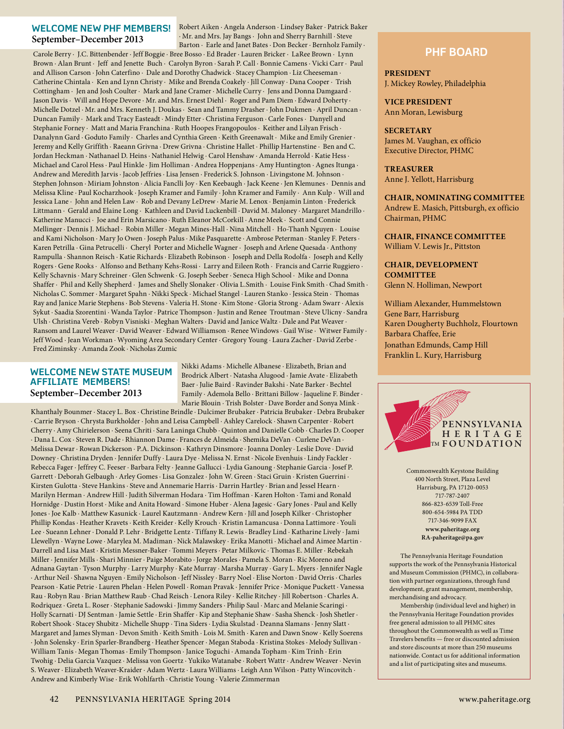## WELCOME NEW PHF MEMBERS!

**September–December 2013**

Robert Aiken · Angela Anderson · Lindsey Baker · Patrick Baker · Mr. and Mrs. Jay Bangs · John and Sherry Barnhill · Steve Barton · Earle and Janet Bates · Don Becker · Bernholz Family · Carole Berry · J.C. Bittenbender · Jeff Boggie · Bree Bosso · Ed Brader · Lauren Bricker · LaRee Brown · Lynn Brown · Alan Brunt · Jeff and Jenette Buch · Carolyn Byron · Sarah P. Call · Bonnie Camens · Vicki Carr · Paul and Allison Carson · John Caterfino · Dale and Dorothy Chadwick · Stacey Champion · Liz Cheeseman · Catherine Chintala · Ken and Lynn Christy · Mike and Brenda Coakely · Jill Conway · Dana Cooper · Trish Cottingham · Jen and Josh Coulter · Mark and Jane Cramer · Michelle Curry · Jens and Donna Damgaard · Jason Davis · Will and Hope Devore · Mr. and Mrs. Ernest Diehl · Roger and Pam Diem · Edward Doherty · Michelle Dotzel · Mr. and Mrs. Kenneth J. Doukas · Sean and Tammy Drasher · John Dukmen · April Duncan · Duncan Family · Mark and Tracy Easteadt · Mindy Etter · Christina Ferguson · Carle Fones · Danyell and Stephanie Forney · Matt and Maria Franchina · Ruth Hoopes Frangopoulos · Keither and Lilyan Frisch · Danalynn Gard · Goduto Family · Charles and Cynthia Green · Keith Greenawalt · Mike and Emily Grenier · Jeremy and Kelly Griffith · Raeann Grivna · Drew Grivna · Christine Hallet · Phillip Hartenstine · Ben and C. Jordan Heckman · Nathanael D. Heins · Nathaniel Helwig · Carol Henshaw · Amanda Herrold · Katie Hess · Michael and Carol Hess · Paul Hinkle · Jim Holliman · Andrea Hoppenjans · Amy Huntington · Agnes Itunga · Andrew and Meredith Jarvis · Jacob Jeffries · Lisa Jensen · Frederick S. Johnson · Livingstone M. Johnson · Stephen Johnson · Miriam Johnston · Alicia Fanclli Joy · Ken Keebaugh · Jack Keene · Jen Klemunes · Dennis and Melissa Kline · Paul Kocharzhook · Joseph Kramer and Family · John Kramer and Family · Ann Kulp · Will and Jessica Lane · John and Helen Law · Rob and Devany LeDrew · Marie M. Lenox · Benjamin Linton · Frederick Littmann · Gerald and Elaine Long · Kathleen and David Luckenbill · David M. Maloney · Margaret Mandrillo · Katherine Manucci · Joe and Erin Marsicano · Ruth Eleanor McCorkill · Anne Meek · Scott and Connie Mellinger · Dennis J. Michael · Robin Miller · Megan Mines-Hall · Nina Mitchell · Ho-Thanh Nguyen · Louise and Kami Nicholson · Mary Jo Owen · Joseph Palus · Mike Pasquarette · Ambrose Peterman · Stanley F. Peters · Karen Petrilla · Gina Petrucelli · Cheryl Porter and Michelle Wagner · Joseph and Arlene Quesada · Anthony Rampulla · Shannon Reisch · Katie Richards · Elizabeth Robinson · Joseph and Della Rodolfa · Joseph and Kelly Rogers · Gene Rooks · Alfonso and Bethany Kehs-Rossi · Larry and Eileen Roth · Francis and Carrie Ruggiero · Kelly Schavnis · Mary Schreiner · Glen Schwenk · G. Joseph Seeber · Seneca High School · Mike and Donna Shaffer · Phil and Kelly Shepherd · James and Shelly Slonaker · Olivia L.Smith · Louise Fink Smith · Chad Smith · Nicholas C. Sommer · Margaret Spahn · Nikki Speck · Michael Stangel · Lauren Stanko · Jessica Stein · Thomas Ray and Janice Marie Stephens · Bob Stevens · Valeria H. Stone · Kim Stone · Gloria Strong · Adam Swarr · Alexis Sykut · Saadia Szorentini · Wanda Taylor · Patrice Thompson · Justin and Renee Troutman · Steve Ulicny · Sandra Ulsh · Christina Vereb · Robyn Visniski · Meghan Walters · David and Janice Waltz · Dale and Pat Weaver · Ransom and Laurel Weaver · David Weaver · Edward Williamson · Renee Windows · Gail Wise · Witwer Family · Jeff Wood · Jean Workman · Wyoming Area Secondary Center · Gregory Young · Laura Zacher · David Zerbe · Fred Ziminsky · Amanda Zook · Nicholas Zumic

## WELCOME NEW STATE MUSEUM AFFILIATE MEMBERS!

**September–December 2013**

Nikki Adams · Michelle Albanese · Elizabeth, Brian and Brodrick Albert · Natasha Alugood · Jamie Avate · Elizabeth Baer · Julie Baird · Ravinder Bakshi · Nate Barker · Bechtel Family · Ademola Bello · Brittani Billow · Jaqueline F. Binder · Marie Blouin · Trish Bolster · Dave Border and Sonya Mink · Khanthaly Bounmer · Stacey L. Box · Christine Brindle · Dulcimer Brubaker · Patricia Brubaker · Debra Brubaker · Carrie Bryson · Chrysta Burkholder · John and Leisa Campbell · Ashley Carelock · Shawn Carpenter · Robert Cherry · Amy Chirielerson · Seena Chriti · Sara Laninga Chubb · Quinton and Danielle Cobb · Charles D. Cooper · Dana L. Cox · Steven R. Dade · Rhiannon Dame · Frances de Almeida · Shemika DeVan · Curlene DeVan · Melissa Dewar · Rowan Dickerson · P.A. Dickinson · Kathryn Dinsmore · Joanna Donley · Leslie Dove · David Downey · Christina Dryden · Jennifer Duffy · Laura Dye · Melissa N. Ernst · Nicole Evenhuis · Lindy Fackler · Rebecca Fager · Jeffrey C. Feeser · Barbara Felty · Jeanne Gallucci · Lydia Ganoung · Stephanie Garcia · Josef P. Garrett · Deborah Gelbaugh · Arley Gomes · Lisa Gonzalez · John W. Green · Staci Gruin · Kristen Guerrini · Kirsten Gulotta · Steve Hankins · Steve and Annemarie Harris · Darrin Hartley · Brian and Jessel Hearn · Marilyn Herman · Andrew Hill · Judith Silverman Hodara · Tim Hoffman · Karen Holton · Tami and Ronald Hornidge · Dustin Horst · Mike and Anita Howard · Simone Huber · Alena Jagesic · Gary Jones · Paul and Kelly Jones · Joe Kalb · Matthew Kasunick · Laurel Kautzmann · Andrew Kern · Jill and Joseph Kilker · Christopher Phillip Kondas · Heather Kravets · Keith Kreider · Kelly Krouch · Kristin Lamancusa · Donna Lattimore · Youli Lee · Sueann Lehner · Donald P. Lehr · Bridgette Lentz · Tiffany R. Lewis · Bradley Lind · Katharine Lively · Jami Llewellyn · Wayne Lowe · Marylea M. Madiman · Nick Malawskey · Erika Manotti · Michael and Aimee Martin · Darrell and Lisa Mast · Kristin Messner-Baker · Tommi Meyers · Petar Milkovic · Thomas E. Miller · Rebekah Miller · Jennifer Mills · Shari Minnier · Paige Morabito · Jorge Morales · Pamela S. Moran · Ric Moreno and Adnana Gaytan · Tyson Murphy · Larry Murphy · Kate Murray · Marsha Murray · Gary L. Myers · Jennifer Nagle · Arthur Neil · Shawna Nguyen · Emily Nicholson · Jeff Nissley · Barry Noel · Elise Norton · David Orris · Charles Pearson · Katie Petrie · Lauren Phelan · Helen Powell · Roman Pravak · Jennifer Price · Monique Puckett · Vanessa Rau · Robyn Rau · Brian Matthew Raub · Chad Reisch · Lenora Riley · Kellie Ritchey · Jill Robertson · Charles A. Rodriquez · Greta L. Roser · Stephanie Sadowski · Jimmy Sanders · Philip Saul · Marc and Melanie Scaringi · Holly Scarnati · DJ Sentman · Jamie Settle · Erin Shaffer · Kip and Stephanie Shaw · Sasha Shenck · Josh Shetler · Robert Shook · Stacey Shubitz · Michelle Shupp · Tina Siders · Lydia Skulstad · Deanna Slamans · Jenny Slatt · Margaret and James Slyman · Devon Smith · Keith Smith · Lois M. Smith · Karen and Dawn Snow · Kelly Soerens · John Solensky · Erin Sparler-Brandberg · Heather Spencer · Megan Staboda · Kristina Stokes · Melody Sullivan · William Tanis · Megan Thomas · Emily Thompson · Janice Toguchi · Amanda Topham · Kim Trinh · Erin Twohig · Delia Garcia Vazquez · Melissa von Goertz · Yukiko Watanabe · Robert Wattr · Andrew Weaver · Nevin S. Weaver · Elizabeth Weaver-Kraider · Adam Wertz · Laura Williams · Leigh Ann Wilson · Patty Wincovitch · Andrew and Kimberly Wise · Erik Wohlfarth · Christie Young · Valerie Zimmerman

## PHF BOARD

**PRESIDENT**
J. Mickey Rowley, Philadelphia

**VICE PRESIDENT**
Ann Moran, Lewisburg

**SECRETARY**
James M. Vaughan, ex officio
Executive Director, PHMC

**TREASURER**
Anne J. Yellott, Harrisburg

**CHAIR, NOMINATING COMMITTEE**
Andrew E. Masich, Pittsburgh, ex officio
Chairman, PHMC

**CHAIR, FINANCE COMMITTEE**
William V. Lewis Jr., Pittston

**CHAIR, DEVELOPMENT COMMITTEE**
Glenn N. Holliman, Newport

William Alexander, Hummelstown
Gene Barr, Harrisburg
Karen Dougherty Buchholz, Flourtown
Barbara Chaffee, Erie
Jonathan Edmunds, Camp Hill
Franklin L. Kury, Harrisburg

PENNSYLVANIA HERITAGE™ FOUNDATION

Commonwealth Keystone Building
400 North Street, Plaza Level
Harrisburg, PA 17120-0053
717-787-2407
866-823-6539 Toll-Free
800-654-5984 PA TDD
717-346-9099 FAX
**www.paheritage.org**
**RA-paheritage@pa.gov**

The Pennsylvania Heritage Foundation supports the work of the Pennsylvania Historical and Museum Commission (PHMC), in collaboration with partner organizations, through fund development, grant management, membership, merchandising and advocacy.

Membership (individual level and higher) in the Pennsylvania Heritage Foundation provides free general admission to all PHMC sites throughout the Commonwealth as well as Time Travelers benefits — free or discounted admission and store discounts at more than 250 museums nationwide. Contact us for additional information and a list of participating sites and museums.